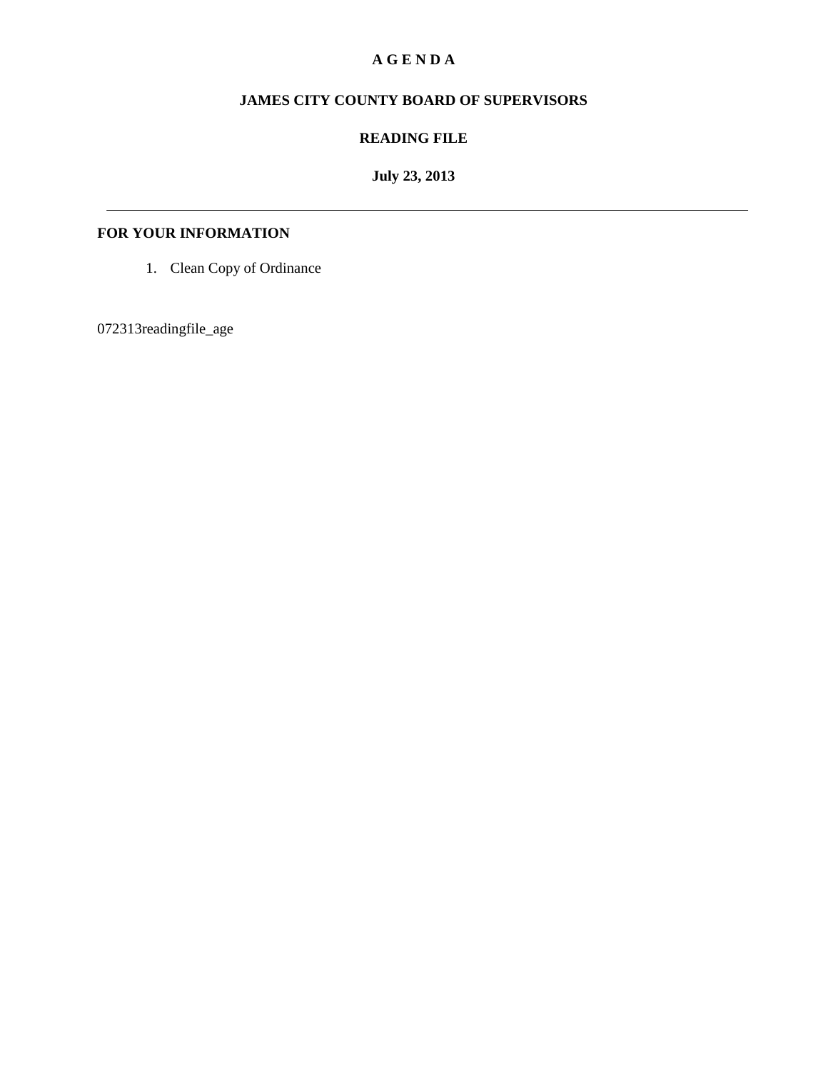# A G E N D A

## JAMES CITY COUNTY BOARD OF SUPERVISORS

## READING FILE

## July 23, 2013

---

**FOR YOUR INFORMATION**

1. Clean Copy of Ordinance

072313readingfile_age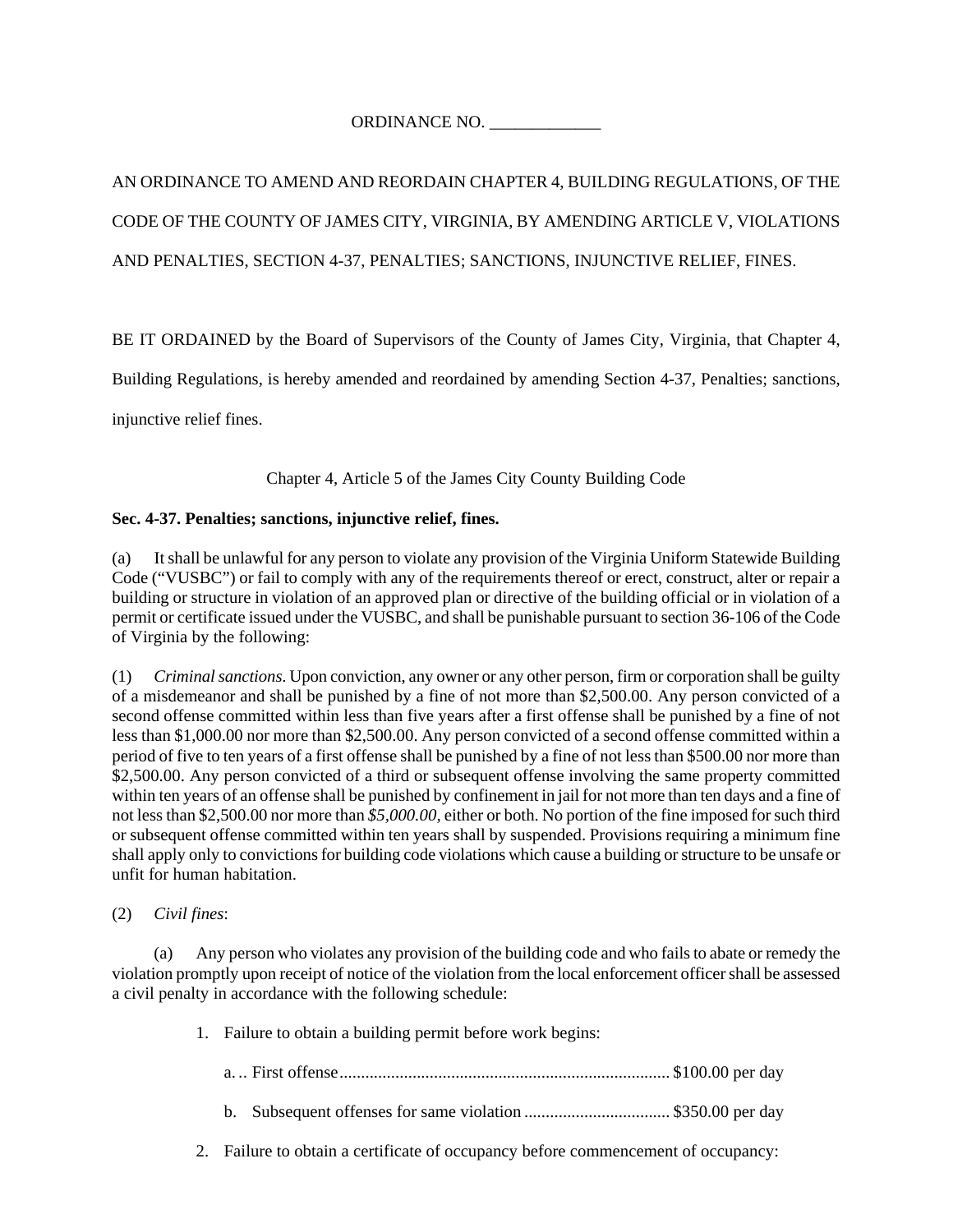ORDINANCE NO. _____________

AN ORDINANCE TO AMEND AND REORDAIN CHAPTER 4, BUILDING REGULATIONS, OF THE CODE OF THE COUNTY OF JAMES CITY, VIRGINIA, BY AMENDING ARTICLE V, VIOLATIONS AND PENALTIES, SECTION 4-37, PENALTIES; SANCTIONS, INJUNCTIVE RELIEF, FINES.

BE IT ORDAINED by the Board of Supervisors of the County of James City, Virginia, that Chapter 4, Building Regulations, is hereby amended and reordained by amending Section 4-37, Penalties; sanctions, injunctive relief fines.

Chapter 4, Article 5 of the James City County Building Code

**Sec. 4-37. Penalties; sanctions, injunctive relief, fines.**

(a) It shall be unlawful for any person to violate any provision of the Virginia Uniform Statewide Building Code ("VUSBC") or fail to comply with any of the requirements thereof or erect, construct, alter or repair a building or structure in violation of an approved plan or directive of the building official or in violation of a permit or certificate issued under the VUSBC, and shall be punishable pursuant to section 36-106 of the Code of Virginia by the following:

(1) *Criminal sanctions*. Upon conviction, any owner or any other person, firm or corporation shall be guilty of a misdemeanor and shall be punished by a fine of not more than $2,500.00. Any person convicted of a second offense committed within less than five years after a first offense shall be punished by a fine of not less than $1,000.00 nor more than $2,500.00. Any person convicted of a second offense committed within a period of five to ten years of a first offense shall be punished by a fine of not less than $500.00 nor more than $2,500.00. Any person convicted of a third or subsequent offense involving the same property committed within ten years of an offense shall be punished by confinement in jail for not more than ten days and a fine of not less than $2,500.00 nor more than *$5,000.00*, either or both. No portion of the fine imposed for such third or subsequent offense committed within ten years shall by suspended. Provisions requiring a minimum fine shall apply only to convictions for building code violations which cause a building or structure to be unsafe or unfit for human habitation.

(2) *Civil fines*:

(a) Any person who violates any provision of the building code and who fails to abate or remedy the violation promptly upon receipt of notice of the violation from the local enforcement officer shall be assessed a civil penalty in accordance with the following schedule:

1. Failure to obtain a building permit before work begins:
   - a. First offense ............ $100.00 per day
   - b. Subsequent offenses for same violation ............ $350.00 per day
2. Failure to obtain a certificate of occupancy before commencement of occupancy: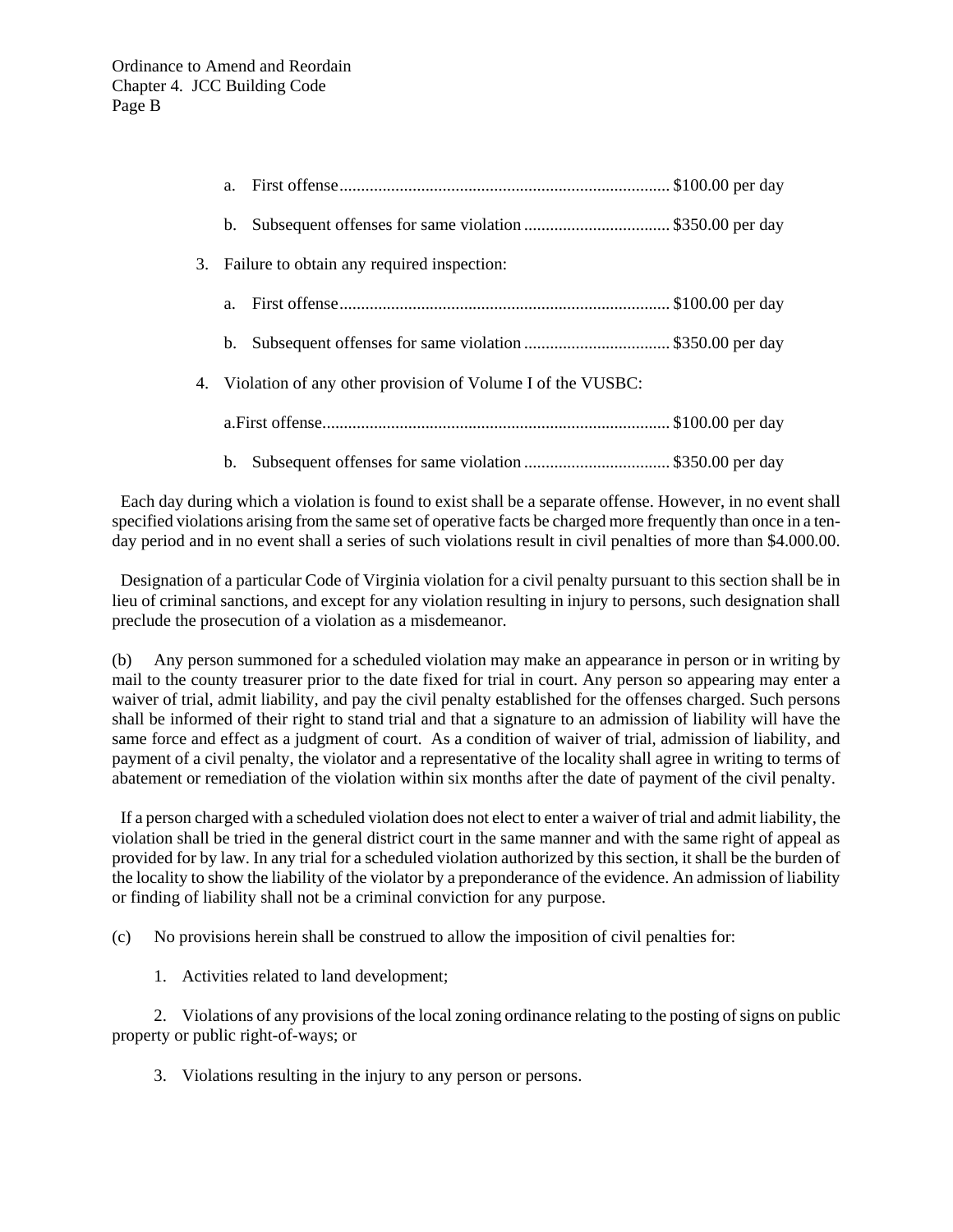a. First offense............................................................................ $100.00 per day

b. Subsequent offenses for same violation .................................. $350.00 per day

3. Failure to obtain any required inspection:

a. First offense............................................................................ $100.00 per day

b. Subsequent offenses for same violation .................................. $350.00 per day

4. Violation of any other provision of Volume I of the VUSBC:

a.First offense................................................................................ $100.00 per day

b. Subsequent offenses for same violation .................................. $350.00 per day

Each day during which a violation is found to exist shall be a separate offense. However, in no event shall specified violations arising from the same set of operative facts be charged more frequently than once in a ten-day period and in no event shall a series of such violations result in civil penalties of more than $4.000.00.

Designation of a particular Code of Virginia violation for a civil penalty pursuant to this section shall be in lieu of criminal sanctions, and except for any violation resulting in injury to persons, such designation shall preclude the prosecution of a violation as a misdemeanor.

(b) Any person summoned for a scheduled violation may make an appearance in person or in writing by mail to the county treasurer prior to the date fixed for trial in court. Any person so appearing may enter a waiver of trial, admit liability, and pay the civil penalty established for the offenses charged. Such persons shall be informed of their right to stand trial and that a signature to an admission of liability will have the same force and effect as a judgment of court. As a condition of waiver of trial, admission of liability, and payment of a civil penalty, the violator and a representative of the locality shall agree in writing to terms of abatement or remediation of the violation within six months after the date of payment of the civil penalty.

If a person charged with a scheduled violation does not elect to enter a waiver of trial and admit liability, the violation shall be tried in the general district court in the same manner and with the same right of appeal as provided for by law. In any trial for a scheduled violation authorized by this section, it shall be the burden of the locality to show the liability of the violator by a preponderance of the evidence. An admission of liability or finding of liability shall not be a criminal conviction for any purpose.

(c) No provisions herein shall be construed to allow the imposition of civil penalties for:

1. Activities related to land development;

2. Violations of any provisions of the local zoning ordinance relating to the posting of signs on public property or public right-of-ways; or

3. Violations resulting in the injury to any person or persons.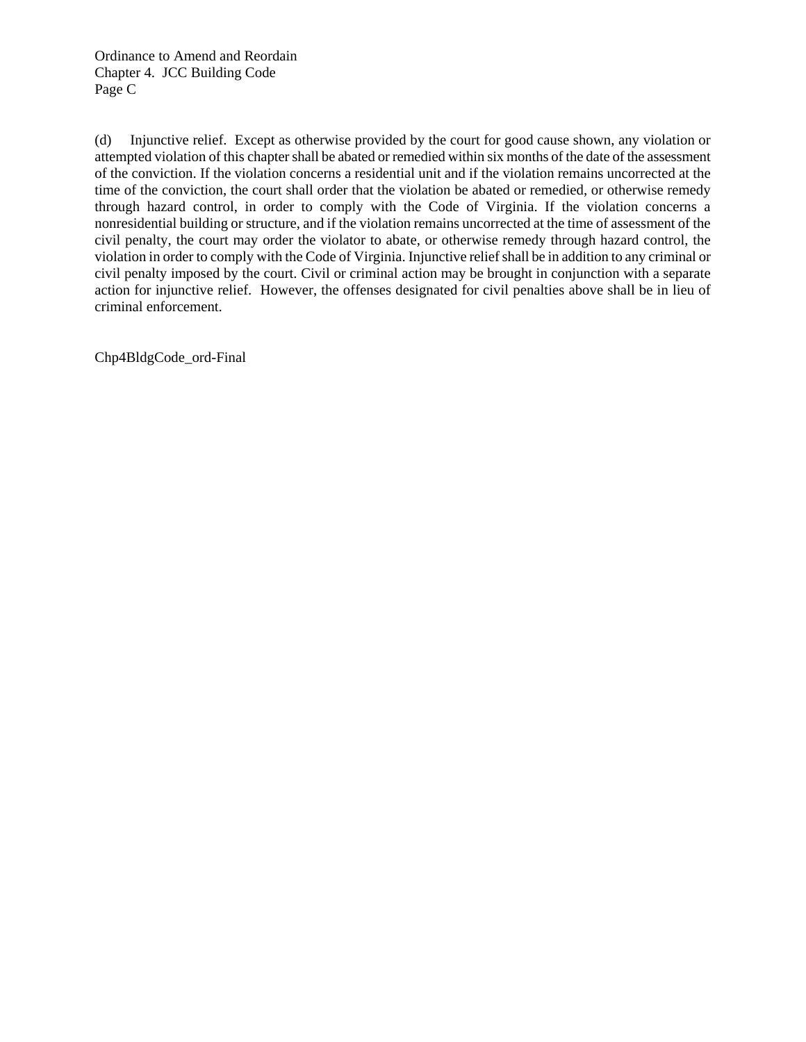(d) Injunctive relief. Except as otherwise provided by the court for good cause shown, any violation or attempted violation of this chapter shall be abated or remedied within six months of the date of the assessment of the conviction. If the violation concerns a residential unit and if the violation remains uncorrected at the time of the conviction, the court shall order that the violation be abated or remedied, or otherwise remedy through hazard control, in order to comply with the Code of Virginia. If the violation concerns a nonresidential building or structure, and if the violation remains uncorrected at the time of assessment of the civil penalty, the court may order the violator to abate, or otherwise remedy through hazard control, the violation in order to comply with the Code of Virginia. Injunctive relief shall be in addition to any criminal or civil penalty imposed by the court. Civil or criminal action may be brought in conjunction with a separate action for injunctive relief. However, the offenses designated for civil penalties above shall be in lieu of criminal enforcement.

Chp4BldgCode_ord-Final